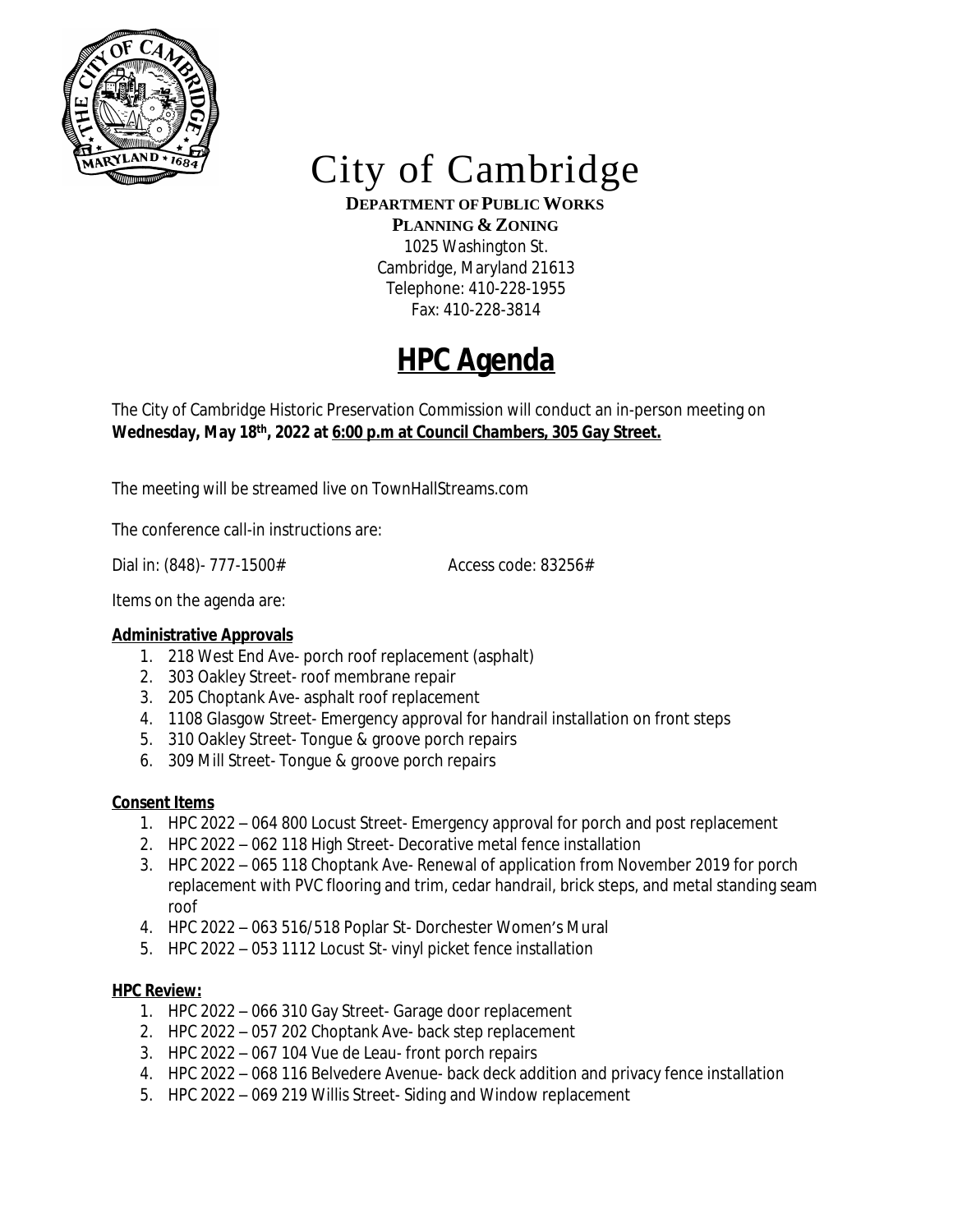# City of Cambridge

**DEPARTMENT OF PUBLIC WORKS**
**PLANNING & ZONING**
1025 Washington St.
Cambridge, Maryland 21613
Telephone: 410-228-1955
Fax: 410-228-3814

## HPC Agenda

The City of Cambridge Historic Preservation Commission will conduct an in-person meeting on **Wednesday, May 18th, 2022 at 6:00 p.m at Council Chambers, 305 Gay Street.**

The meeting will be streamed live on TownHallStreams.com

The conference call-in instructions are:

Dial in: (848)- 777-1500# Access code: 83256#

Items on the agenda are:

**Administrative Approvals**

1. 218 West End Ave- porch roof replacement (asphalt)
2. 303 Oakley Street- roof membrane repair
3. 205 Choptank Ave- asphalt roof replacement
4. 1108 Glasgow Street- Emergency approval for handrail installation on front steps
5. 310 Oakley Street- Tongue & groove porch repairs
6. 309 Mill Street- Tongue & groove porch repairs

**Consent Items**

1. HPC 2022 – 064 800 Locust Street- Emergency approval for porch and post replacement
2. HPC 2022 – 062 118 High Street- Decorative metal fence installation
3. HPC 2022 – 065 118 Choptank Ave- Renewal of application from November 2019 for porch replacement with PVC flooring and trim, cedar handrail, brick steps, and metal standing seam roof
4. HPC 2022 – 063 516/518 Poplar St- Dorchester Women's Mural
5. HPC 2022 – 053 1112 Locust St- vinyl picket fence installation

**HPC Review:**

1. HPC 2022 – 066 310 Gay Street- Garage door replacement
2. HPC 2022 – 057 202 Choptank Ave- back step replacement
3. HPC 2022 – 067 104 Vue de Leau- front porch repairs
4. HPC 2022 – 068 116 Belvedere Avenue- back deck addition and privacy fence installation
5. HPC 2022 – 069 219 Willis Street- Siding and Window replacement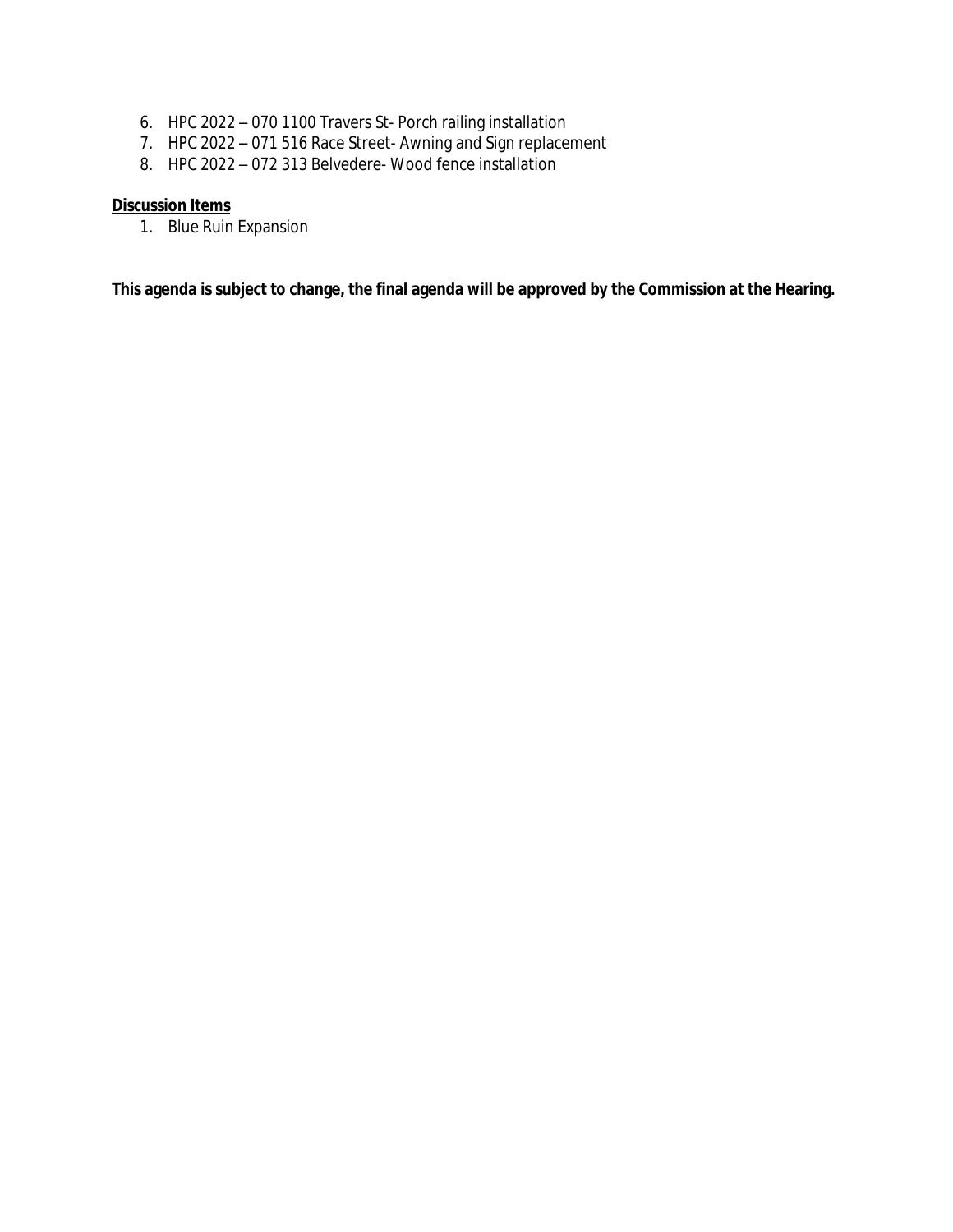6. HPC 2022 – 070 1100 Travers St- Porch railing installation
7. HPC 2022 – 071 516 Race Street- Awning and Sign replacement
8. HPC 2022 – 072 313 Belvedere- Wood fence installation

**Discussion Items**

1. Blue Ruin Expansion

**This agenda is subject to change, the final agenda will be approved by the Commission at the Hearing.**